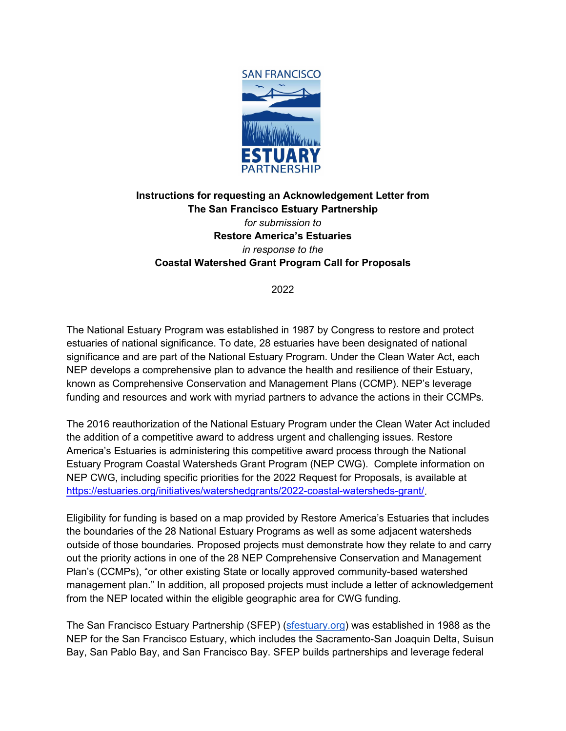SAN FRANCISCO ESTUARY PARTNERSHIP

**Instructions for requesting an Acknowledgement Letter from**
**The San Francisco Estuary Partnership**
*for submission to*
**Restore America's Estuaries**
*in response to the*
**Coastal Watershed Grant Program Call for Proposals**

2022

The National Estuary Program was established in 1987 by Congress to restore and protect estuaries of national significance. To date, 28 estuaries have been designated of national significance and are part of the National Estuary Program. Under the Clean Water Act, each NEP develops a comprehensive plan to advance the health and resilience of their Estuary, known as Comprehensive Conservation and Management Plans (CCMP). NEP's leverage funding and resources and work with myriad partners to advance the actions in their CCMPs.

The 2016 reauthorization of the National Estuary Program under the Clean Water Act included the addition of a competitive award to address urgent and challenging issues. Restore America's Estuaries is administering this competitive award process through the National Estuary Program Coastal Watersheds Grant Program (NEP CWG). Complete information on NEP CWG, including specific priorities for the 2022 Request for Proposals, is available at [https://estuaries.org/initiatives/watershedgrants/2022-coastal-watersheds-grant/](https://estuaries.org/initiatives/watershedgrants/2022-coastal-watersheds-grant/).

Eligibility for funding is based on a map provided by Restore America's Estuaries that includes the boundaries of the 28 National Estuary Programs as well as some adjacent watersheds outside of those boundaries. Proposed projects must demonstrate how they relate to and carry out the priority actions in one of the 28 NEP Comprehensive Conservation and Management Plan's (CCMPs), "or other existing State or locally approved community-based watershed management plan." In addition, all proposed projects must include a letter of acknowledgement from the NEP located within the eligible geographic area for CWG funding.

The San Francisco Estuary Partnership (SFEP) ([sfestuary.org](https://sfestuary.org)) was established in 1988 as the NEP for the San Francisco Estuary, which includes the Sacramento-San Joaquin Delta, Suisun Bay, San Pablo Bay, and San Francisco Bay. SFEP builds partnerships and leverage federal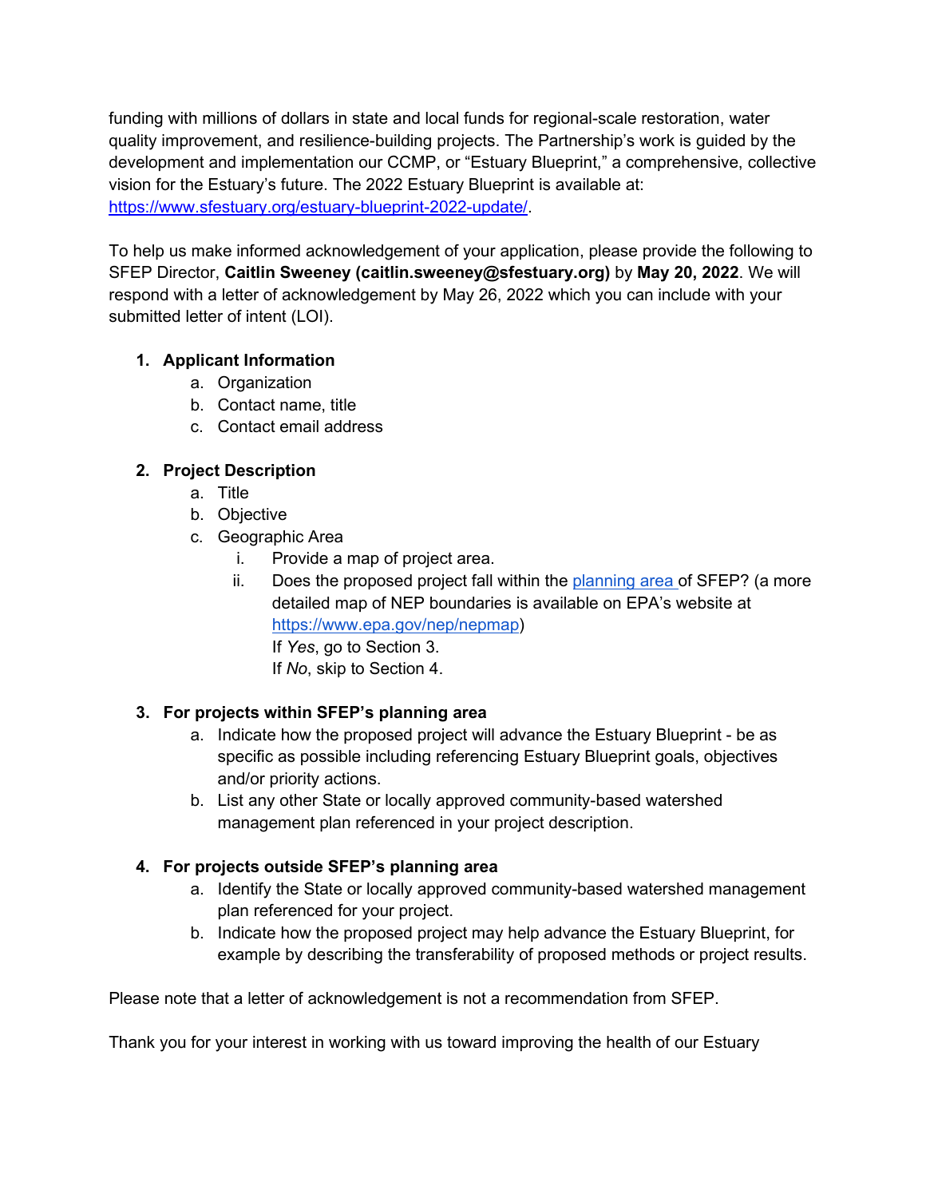funding with millions of dollars in state and local funds for regional-scale restoration, water quality improvement, and resilience-building projects. The Partnership's work is guided by the development and implementation our CCMP, or "Estuary Blueprint," a comprehensive, collective vision for the Estuary's future. The 2022 Estuary Blueprint is available at: [https://www.sfestuary.org/estuary-blueprint-2022-update/](https://www.sfestuary.org/estuary-blueprint-2022-update/).

To help us make informed acknowledgement of your application, please provide the following to SFEP Director, **Caitlin Sweeney (caitlin.sweeney@sfestuary.org)** by **May 20, 2022**. We will respond with a letter of acknowledgement by May 26, 2022 which you can include with your submitted letter of intent (LOI).

1. **Applicant Information**
   a. Organization
   b. Contact name, title
   c. Contact email address

2. **Project Description**
   a. Title
   b. Objective
   c. Geographic Area
      i. Provide a map of project area.
      ii. Does the proposed project fall within the planning area of SFEP? (a more detailed map of NEP boundaries is available on EPA's website at [https://www.epa.gov/nep/nepmap](https://www.epa.gov/nep/nepmap))
      If *Yes*, go to Section 3.
      If *No*, skip to Section 4.

3. **For projects within SFEP's planning area**
   a. Indicate how the proposed project will advance the Estuary Blueprint - be as specific as possible including referencing Estuary Blueprint goals, objectives and/or priority actions.
   b. List any other State or locally approved community-based watershed management plan referenced in your project description.

4. **For projects outside SFEP's planning area**
   a. Identify the State or locally approved community-based watershed management plan referenced for your project.
   b. Indicate how the proposed project may help advance the Estuary Blueprint, for example by describing the transferability of proposed methods or project results.

Please note that a letter of acknowledgement is not a recommendation from SFEP.

Thank you for your interest in working with us toward improving the health of our Estuary